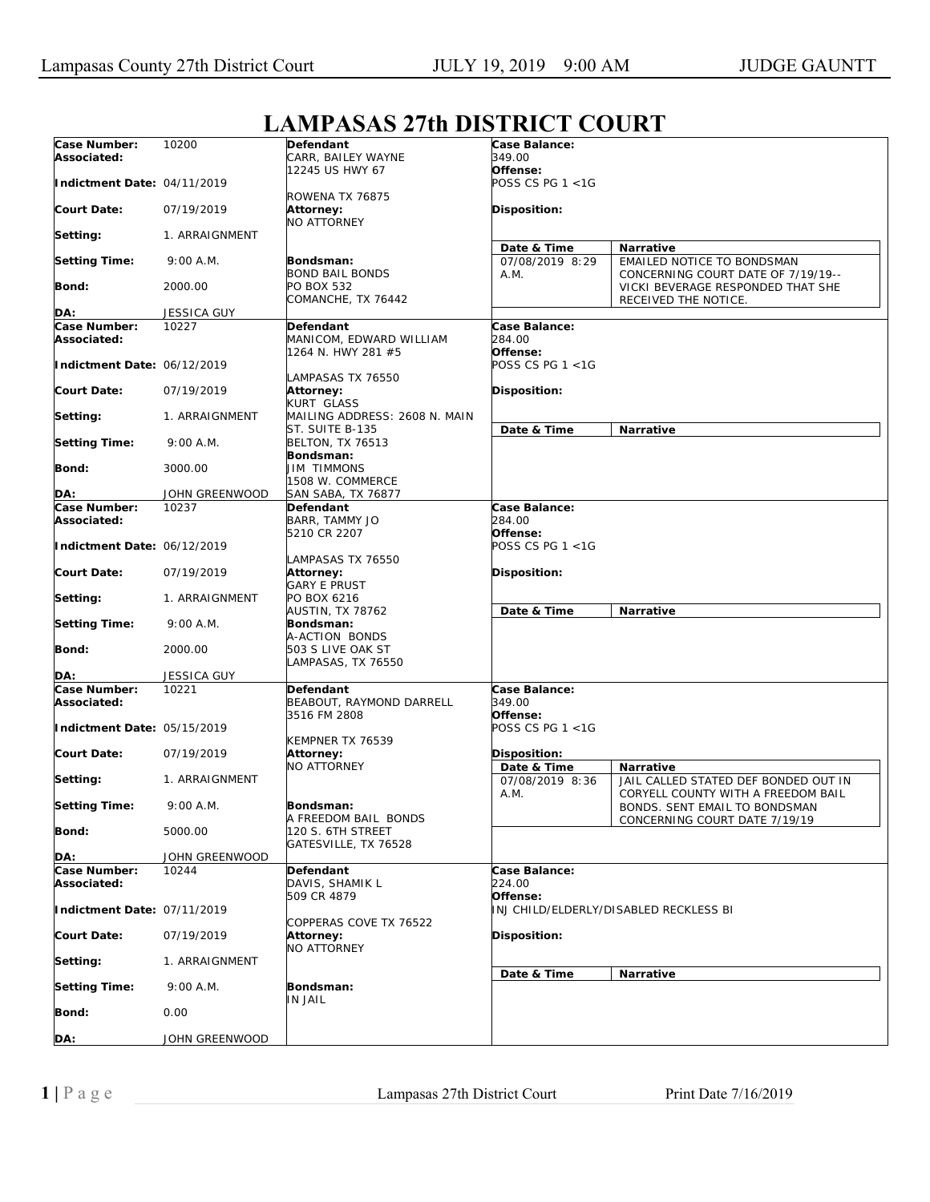# LAMPASAS 27th DISTRICT COURT

| Field | Value | Defendant / Attorney / Bondsman | Case Details |
|---|---|---|---|
| **Case Number:** | 10200 | **Defendant** CARR, BAILEY WAYNE 12245 US HWY 67 ROWENA TX 76875 | **Case Balance:** 349.00 |
| **Associated:** | | | **Offense:** POSS CS PG 1 <1G |
| **Indictment Date:** | 04/11/2019 | | |
| **Court Date:** | 07/19/2019 | **Attorney:** NO ATTORNEY | **Disposition:** |
| **Setting:** | 1. ARRAIGNMENT | | **Date & Time:** 07/08/2019 8:29 A.M. **Narrative:** EMAILED NOTICE TO BONDSMAN CONCERNING COURT DATE OF 7/19/19-- VICKI BEVERAGE RESPONDED THAT SHE RECEIVED THE NOTICE. |
| **Setting Time:** | 9:00 A.M. | **Bondsman:** BOND BAIL BONDS PO BOX 532 COMANCHE, TX 76442 | |
| **Bond:** | 2000.00 | | |
| **DA:** | JESSICA GUY | | |

| Field | Value | Defendant / Attorney / Bondsman | Case Details |
|---|---|---|---|
| **Case Number:** | 10227 | **Defendant** MANICOM, EDWARD WILLIAM 1264 N. HWY 281 #5 LAMPASAS TX 76550 | **Case Balance:** 284.00 |
| **Associated:** | | | **Offense:** POSS CS PG 1 <1G |
| **Indictment Date:** | 06/12/2019 | | |
| **Court Date:** | 07/19/2019 | **Attorney:** KURT GLASS MAILING ADDRESS: 2608 N. MAIN ST. SUITE B-135 BELTON, TX 76513 | **Disposition:** |
| **Setting:** | 1. ARRAIGNMENT | | **Date & Time** / **Narrative** |
| **Setting Time:** | 9:00 A.M. | **Bondsman:** JIM TIMMONS 1508 W. COMMERCE SAN SABA, TX 76877 | |
| **Bond:** | 3000.00 | | |
| **DA:** | JOHN GREENWOOD | | |

| Field | Value | Defendant / Attorney / Bondsman | Case Details |
|---|---|---|---|
| **Case Number:** | 10237 | **Defendant** BARR, TAMMY JO 5210 CR 2207 LAMPASAS TX 76550 | **Case Balance:** 284.00 |
| **Associated:** | | | **Offense:** POSS CS PG 1 <1G |
| **Indictment Date:** | 06/12/2019 | | |
| **Court Date:** | 07/19/2019 | **Attorney:** GARY E PRUST PO BOX 6216 AUSTIN, TX 78762 | **Disposition:** |
| **Setting:** | 1. ARRAIGNMENT | | **Date & Time** / **Narrative** |
| **Setting Time:** | 9:00 A.M. | **Bondsman:** A-ACTION BONDS 503 S LIVE OAK ST LAMPASAS, TX 76550 | |
| **Bond:** | 2000.00 | | |
| **DA:** | JESSICA GUY | | |

| Field | Value | Defendant / Attorney / Bondsman | Case Details |
|---|---|---|---|
| **Case Number:** | 10221 | **Defendant** BEABOUT, RAYMOND DARRELL 3516 FM 2808 KEMPNER TX 76539 | **Case Balance:** 349.00 |
| **Associated:** | | | **Offense:** POSS CS PG 1 <1G |
| **Indictment Date:** | 05/15/2019 | | |
| **Court Date:** | 07/19/2019 | **Attorney:** NO ATTORNEY | **Disposition:** |
| **Setting:** | 1. ARRAIGNMENT | | **Date & Time:** 07/08/2019 8:36 A.M. **Narrative:** JAIL CALLED STATED DEF BONDED OUT IN CORYELL COUNTY WITH A FREEDOM BAIL BONDS. SENT EMAIL TO BONDSMAN CONCERNING COURT DATE 7/19/19 |
| **Setting Time:** | 9:00 A.M. | **Bondsman:** A FREEDOM BAIL BONDS 120 S. 6TH STREET GATESVILLE, TX 76528 | |
| **Bond:** | 5000.00 | | |
| **DA:** | JOHN GREENWOOD | | |

| Field | Value | Defendant / Attorney / Bondsman | Case Details |
|---|---|---|---|
| **Case Number:** | 10244 | **Defendant** DAVIS, SHAMIK L 509 CR 4879 COPPERAS COVE TX 76522 | **Case Balance:** 224.00 |
| **Associated:** | | | **Offense:** INJ CHILD/ELDERLY/DISABLED RECKLESS BI |
| **Indictment Date:** | 07/11/2019 | | |
| **Court Date:** | 07/19/2019 | **Attorney:** NO ATTORNEY | **Disposition:** |
| **Setting:** | 1. ARRAIGNMENT | | **Date & Time** / **Narrative** |
| **Setting Time:** | 9:00 A.M. | **Bondsman:** IN JAIL | |
| **Bond:** | 0.00 | | |
| **DA:** | JOHN GREENWOOD | | |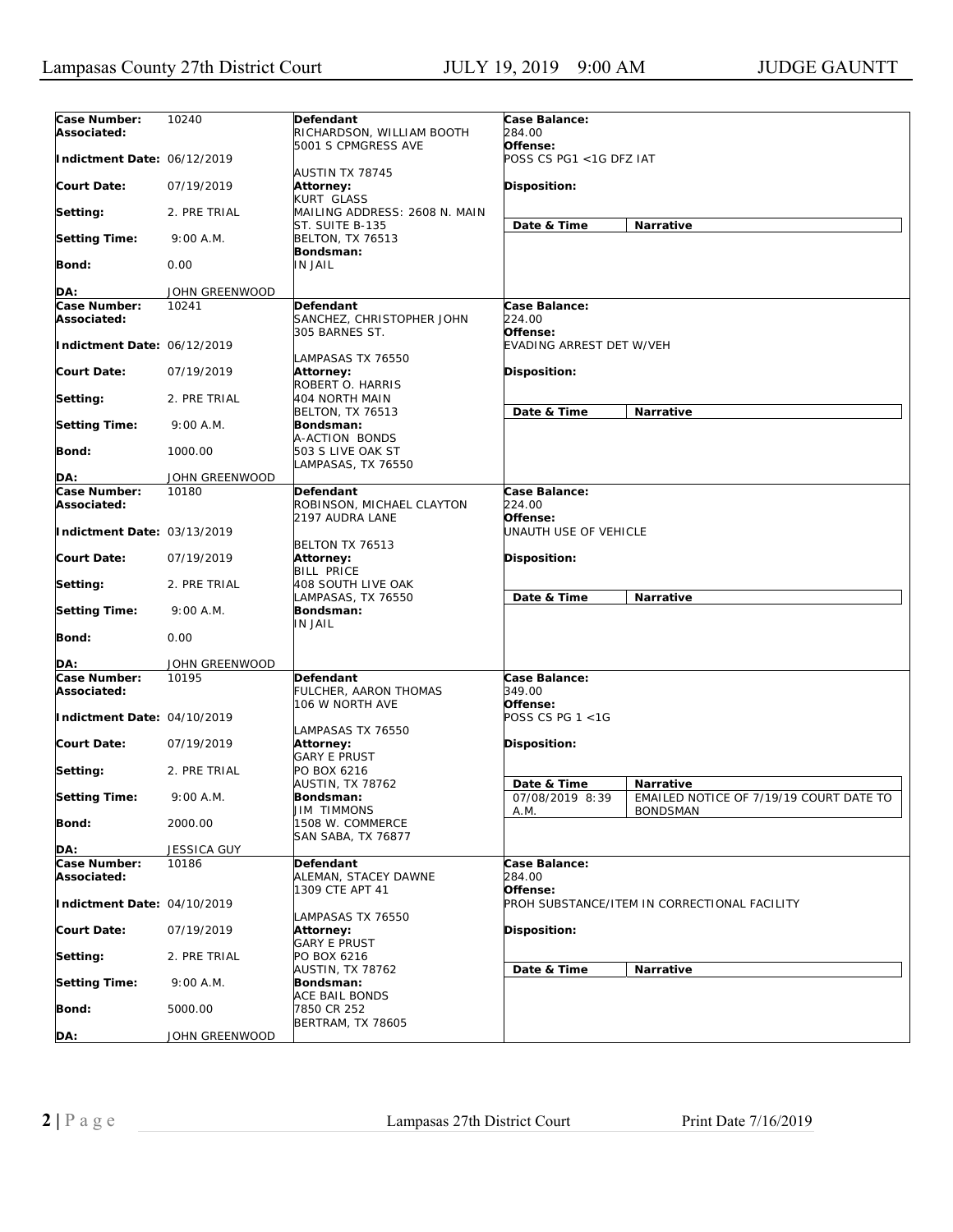| Case Number: | 10240 | Defendant | Case Balance: | |
|---|---|---|---|---|
| Associated: | | RICHARDSON, WILLIAM BOOTH<br>5001 S CPMGRESS AVE<br><br>AUSTIN TX 78745 | 284.00 | |
| Indictment Date: | 06/12/2019 | | Offense:<br>POSS CS PG1 <1G DFZ IAT | |
| Court Date: | 07/19/2019 | Attorney:<br>KURT GLASS<br>MAILING ADDRESS: 2608 N. MAIN ST. SUITE B-135<br>BELTON, TX 76513 | Disposition: | |
| Setting: | 2. PRE TRIAL | | **Date & Time** | **Narrative** |
| Setting Time: | 9:00 A.M. | Bondsman:<br>IN JAIL | | |
| Bond: | 0.00 | | | |
| DA: | JOHN GREENWOOD | | | |

| Case Number: | 10241 | Defendant | Case Balance: | |
|---|---|---|---|---|
| Associated: | | SANCHEZ, CHRISTOPHER JOHN<br>305 BARNES ST.<br><br>LAMPASAS TX 76550 | 224.00 | |
| Indictment Date: | 06/12/2019 | | Offense:<br>EVADING ARREST DET W/VEH | |
| Court Date: | 07/19/2019 | Attorney:<br>ROBERT O. HARRIS<br>404 NORTH MAIN<br>BELTON, TX 76513 | Disposition: | |
| Setting: | 2. PRE TRIAL | | **Date & Time** | **Narrative** |
| Setting Time: | 9:00 A.M. | Bondsman:<br>A-ACTION BONDS<br>503 S LIVE OAK ST<br>LAMPASAS, TX 76550 | | |
| Bond: | 1000.00 | | | |
| DA: | JOHN GREENWOOD | | | |

| Case Number: | 10180 | Defendant | Case Balance: | |
|---|---|---|---|---|
| Associated: | | ROBINSON, MICHAEL CLAYTON<br>2197 AUDRA LANE<br><br>BELTON TX 76513 | 224.00 | |
| Indictment Date: | 03/13/2019 | | Offense:<br>UNAUTH USE OF VEHICLE | |
| Court Date: | 07/19/2019 | Attorney:<br>BILL PRICE<br>408 SOUTH LIVE OAK<br>LAMPASAS, TX 76550 | Disposition: | |
| Setting: | 2. PRE TRIAL | | **Date & Time** | **Narrative** |
| Setting Time: | 9:00 A.M. | Bondsman:<br>IN JAIL | | |
| Bond: | 0.00 | | | |
| DA: | JOHN GREENWOOD | | | |

| Case Number: | 10195 | Defendant | Case Balance: | |
|---|---|---|---|---|
| Associated: | | FULCHER, AARON THOMAS<br>106 W NORTH AVE<br><br>LAMPASAS TX 76550 | 349.00 | |
| Indictment Date: | 04/10/2019 | | Offense:<br>POSS CS PG 1 <1G | |
| Court Date: | 07/19/2019 | Attorney:<br>GARY E PRUST<br>PO BOX 6216<br>AUSTIN, TX 78762 | Disposition: | |
| Setting: | 2. PRE TRIAL | | **Date & Time** | **Narrative** |
| Setting Time: | 9:00 A.M. | Bondsman:<br>JIM TIMMONS<br>1508 W. COMMERCE<br>SAN SABA, TX 76877 | 07/08/2019 8:39 A.M. | EMAILED NOTICE OF 7/19/19 COURT DATE TO BONDSMAN |
| Bond: | 2000.00 | | | |
| DA: | JESSICA GUY | | | |

| Case Number: | 10186 | Defendant | Case Balance: | |
|---|---|---|---|---|
| Associated: | | ALEMAN, STACEY DAWNE<br>1309 CTE APT 41<br><br>LAMPASAS TX 76550 | 284.00 | |
| Indictment Date: | 04/10/2019 | | Offense:<br>PROH SUBSTANCE/ITEM IN CORRECTIONAL FACILITY | |
| Court Date: | 07/19/2019 | Attorney:<br>GARY E PRUST<br>PO BOX 6216<br>AUSTIN, TX 78762 | Disposition: | |
| Setting: | 2. PRE TRIAL | | **Date & Time** | **Narrative** |
| Setting Time: | 9:00 A.M. | Bondsman:<br>ACE BAIL BONDS<br>7850 CR 252<br>BERTRAM, TX 78605 | | |
| Bond: | 5000.00 | | | |
| DA: | JOHN GREENWOOD | | | |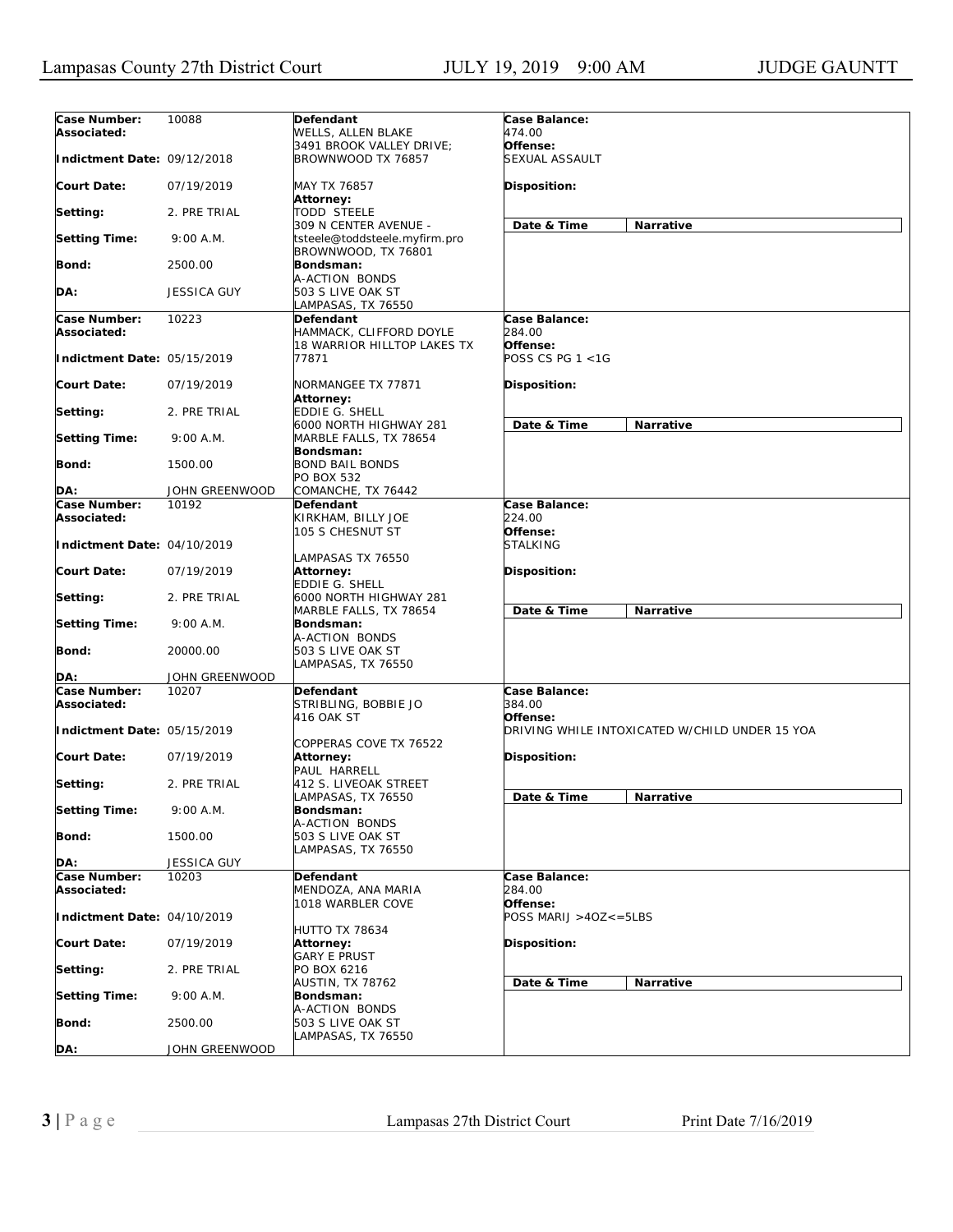| | | | |
|---|---|---|---|
| **Case Number:** 10088<br>**Associated:**<br>**Indictment Date:** 09/12/2018<br>**Court Date:** 07/19/2019<br>**Setting:** 2. PRE TRIAL<br>**Setting Time:** 9:00 A.M.<br>**Bond:** 2500.00<br>**DA:** JESSICA GUY | **Defendant**<br>WELLS, ALLEN BLAKE<br>3491 BROOK VALLEY DRIVE;<br>BROWNWOOD TX 76857<br>MAY TX 76857<br>**Attorney:**<br>TODD STEELE<br>309 N CENTER AVENUE -<br>tsteele@toddsteele.myfirm.pro<br>BROWNWOOD, TX 76801<br>**Bondsman:**<br>A-ACTION BONDS<br>503 S LIVE OAK ST<br>LAMPASAS, TX 76550 | **Case Balance:**<br>474.00<br>**Offense:**<br>SEXUAL ASSAULT<br>**Disposition:**<br>**Date & Time** **Narrative** | |
| **Case Number:** 10223<br>**Associated:**<br>**Indictment Date:** 05/15/2019<br>**Court Date:** 07/19/2019<br>**Setting:** 2. PRE TRIAL<br>**Setting Time:** 9:00 A.M.<br>**Bond:** 1500.00<br>**DA:** JOHN GREENWOOD | **Defendant**<br>HAMMACK, CLIFFORD DOYLE<br>18 WARRIOR HILLTOP LAKES TX 77871<br>NORMANGEE TX 77871<br>**Attorney:**<br>EDDIE G. SHELL<br>6000 NORTH HIGHWAY 281<br>MARBLE FALLS, TX 78654<br>**Bondsman:**<br>BOND BAIL BONDS<br>PO BOX 532<br>COMANCHE, TX 76442 | **Case Balance:**<br>284.00<br>**Offense:**<br>POSS CS PG 1 <1G<br>**Disposition:**<br>**Date & Time** **Narrative** | |
| **Case Number:** 10192<br>**Associated:**<br>**Indictment Date:** 04/10/2019<br>**Court Date:** 07/19/2019<br>**Setting:** 2. PRE TRIAL<br>**Setting Time:** 9:00 A.M.<br>**Bond:** 20000.00<br>**DA:** JOHN GREENWOOD | **Defendant**<br>KIRKHAM, BILLY JOE<br>105 S CHESNUT ST<br>LAMPASAS TX 76550<br>**Attorney:**<br>EDDIE G. SHELL<br>6000 NORTH HIGHWAY 281<br>MARBLE FALLS, TX 78654<br>**Bondsman:**<br>A-ACTION BONDS<br>503 S LIVE OAK ST<br>LAMPASAS, TX 76550 | **Case Balance:**<br>224.00<br>**Offense:**<br>STALKING<br>**Disposition:**<br>**Date & Time** **Narrative** | |
| **Case Number:** 10207<br>**Associated:**<br>**Indictment Date:** 05/15/2019<br>**Court Date:** 07/19/2019<br>**Setting:** 2. PRE TRIAL<br>**Setting Time:** 9:00 A.M.<br>**Bond:** 1500.00<br>**DA:** JESSICA GUY | **Defendant**<br>STRIBLING, BOBBIE JO<br>416 OAK ST<br>COPPERAS COVE TX 76522<br>**Attorney:**<br>PAUL HARRELL<br>412 S. LIVEOAK STREET<br>LAMPASAS, TX 76550<br>**Bondsman:**<br>A-ACTION BONDS<br>503 S LIVE OAK ST<br>LAMPASAS, TX 76550 | **Case Balance:**<br>384.00<br>**Offense:**<br>DRIVING WHILE INTOXICATED W/CHILD UNDER 15 YOA<br>**Disposition:**<br>**Date & Time** **Narrative** | |
| **Case Number:** 10203<br>**Associated:**<br>**Indictment Date:** 04/10/2019<br>**Court Date:** 07/19/2019<br>**Setting:** 2. PRE TRIAL<br>**Setting Time:** 9:00 A.M.<br>**Bond:** 2500.00<br>**DA:** JOHN GREENWOOD | **Defendant**<br>MENDOZA, ANA MARIA<br>1018 WARBLER COVE<br>HUTTO TX 78634<br>**Attorney:**<br>GARY E PRUST<br>PO BOX 6216<br>AUSTIN, TX 78762<br>**Bondsman:**<br>A-ACTION BONDS<br>503 S LIVE OAK ST<br>LAMPASAS, TX 76550 | **Case Balance:**<br>284.00<br>**Offense:**<br>POSS MARIJ >4OZ<=5LBS<br>**Disposition:**<br>**Date & Time** **Narrative** | |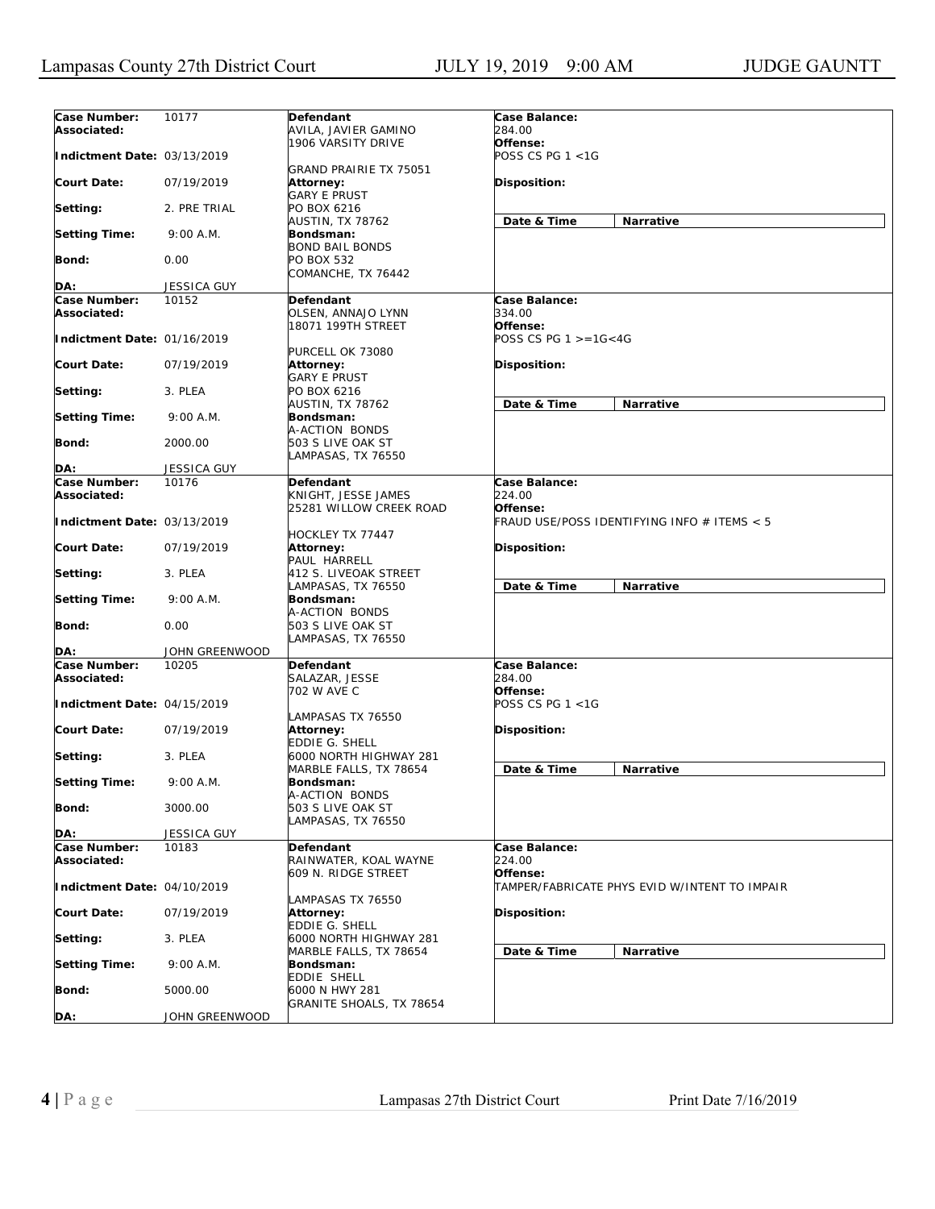| Case Number: | 10177 | Defendant | Case Balance: |
|---|---|---|---|
| Associated: | | AVILA, JAVIER GAMINO<br>1906 VARSITY DRIVE | 284.00 |
| Indictment Date: | 03/13/2019 | GRAND PRAIRIE TX 75051 | Offense: POSS CS PG 1 <1G |
| Court Date: | 07/19/2019 | Attorney:<br>GARY E PRUST | Disposition: |
| Setting: | 2. PRE TRIAL | PO BOX 6216<br>AUSTIN, TX 78762 | Date & Time / Narrative |
| Setting Time: | 9:00 A.M. | Bondsman:<br>BOND BAIL BONDS | |
| Bond: | 0.00 | PO BOX 532<br>COMANCHE, TX 76442 | |
| DA: | JESSICA GUY | | |
| Case Number: | 10152 | Defendant | Case Balance: |
| Associated: | | OLSEN, ANNAJO LYNN<br>18071 199TH STREET | 334.00 |
| Indictment Date: | 01/16/2019 | PURCELL OK 73080 | Offense: POSS CS PG 1 >=1G<4G |
| Court Date: | 07/19/2019 | Attorney:<br>GARY E PRUST | Disposition: |
| Setting: | 3. PLEA | PO BOX 6216<br>AUSTIN, TX 78762 | Date & Time / Narrative |
| Setting Time: | 9:00 A.M. | Bondsman:<br>A-ACTION BONDS | |
| Bond: | 2000.00 | 503 S LIVE OAK ST<br>LAMPASAS, TX 76550 | |
| DA: | JESSICA GUY | | |
| Case Number: | 10176 | Defendant | Case Balance: |
| Associated: | | KNIGHT, JESSE JAMES<br>25281 WILLOW CREEK ROAD | 224.00 |
| Indictment Date: | 03/13/2019 | HOCKLEY TX 77447 | Offense: FRAUD USE/POSS IDENTIFYING INFO # ITEMS < 5 |
| Court Date: | 07/19/2019 | Attorney:<br>PAUL HARRELL | Disposition: |
| Setting: | 3. PLEA | 412 S. LIVEOAK STREET<br>LAMPASAS, TX 76550 | Date & Time / Narrative |
| Setting Time: | 9:00 A.M. | Bondsman:<br>A-ACTION BONDS | |
| Bond: | 0.00 | 503 S LIVE OAK ST<br>LAMPASAS, TX 76550 | |
| DA: | JOHN GREENWOOD | | |
| Case Number: | 10205 | Defendant | Case Balance: |
| Associated: | | SALAZAR, JESSE<br>702 W AVE C | 284.00 |
| Indictment Date: | 04/15/2019 | LAMPASAS TX 76550 | Offense: POSS CS PG 1 <1G |
| Court Date: | 07/19/2019 | Attorney:<br>EDDIE G. SHELL | Disposition: |
| Setting: | 3. PLEA | 6000 NORTH HIGHWAY 281<br>MARBLE FALLS, TX 78654 | Date & Time / Narrative |
| Setting Time: | 9:00 A.M. | Bondsman:<br>A-ACTION BONDS | |
| Bond: | 3000.00 | 503 S LIVE OAK ST<br>LAMPASAS, TX 76550 | |
| DA: | JESSICA GUY | | |
| Case Number: | 10183 | Defendant | Case Balance: |
| Associated: | | RAINWATER, KOAL WAYNE<br>609 N. RIDGE STREET | 224.00 |
| Indictment Date: | 04/10/2019 | LAMPASAS TX 76550 | Offense: TAMPER/FABRICATE PHYS EVID W/INTENT TO IMPAIR |
| Court Date: | 07/19/2019 | Attorney:<br>EDDIE G. SHELL | Disposition: |
| Setting: | 3. PLEA | 6000 NORTH HIGHWAY 281<br>MARBLE FALLS, TX 78654 | Date & Time / Narrative |
| Setting Time: | 9:00 A.M. | Bondsman:<br>EDDIE SHELL | |
| Bond: | 5000.00 | 6000 N HWY 281<br>GRANITE SHOALS, TX 78654 | |
| DA: | JOHN GREENWOOD | | |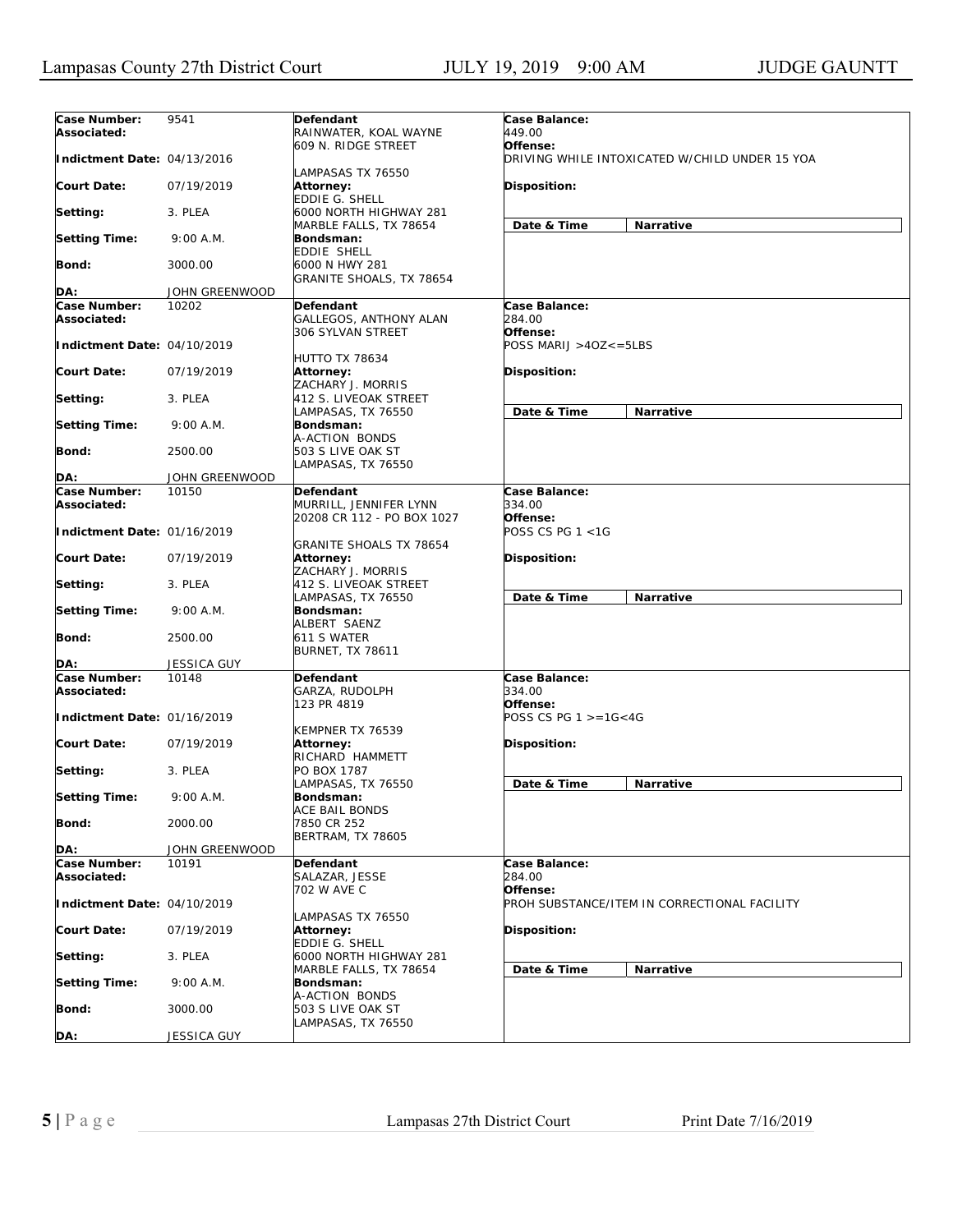| Case Number: | 9541 | Defendant | Case Balance: |
|---|---|---|---|
| Associated: | | RAINWATER, KOAL WAYNE<br>609 N. RIDGE STREET<br><br>LAMPASAS TX 76550 | 449.00 |
| Indictment Date: | 04/13/2016 | | Offense:<br>DRIVING WHILE INTOXICATED W/CHILD UNDER 15 YOA |
| Court Date: | 07/19/2019 | Attorney:<br>EDDIE G. SHELL<br>6000 NORTH HIGHWAY 281<br>MARBLE FALLS, TX 78654 | Disposition: |
| Setting: | 3. PLEA | | Date & Time / Narrative |
| Setting Time: | 9:00 A.M. | Bondsman:<br>EDDIE SHELL<br>6000 N HWY 281<br>GRANITE SHOALS, TX 78654 | |
| Bond: | 3000.00 | | |
| DA: | JOHN GREENWOOD | | |

| Case Number: | 10202 | Defendant | Case Balance: |
|---|---|---|---|
| Associated: | | GALLEGOS, ANTHONY ALAN<br>306 SYLVAN STREET<br><br>HUTTO TX 78634 | 284.00 |
| Indictment Date: | 04/10/2019 | | Offense:<br>POSS MARIJ >4OZ<=5LBS |
| Court Date: | 07/19/2019 | Attorney:<br>ZACHARY J. MORRIS<br>412 S. LIVEOAK STREET<br>LAMPASAS, TX 76550 | Disposition: |
| Setting: | 3. PLEA | | Date & Time / Narrative |
| Setting Time: | 9:00 A.M. | Bondsman:<br>A-ACTION BONDS<br>503 S LIVE OAK ST<br>LAMPASAS, TX 76550 | |
| Bond: | 2500.00 | | |
| DA: | JOHN GREENWOOD | | |

| Case Number: | 10150 | Defendant | Case Balance: |
|---|---|---|---|
| Associated: | | MURRILL, JENNIFER LYNN<br>20208 CR 112 - PO BOX 1027<br><br>GRANITE SHOALS TX 78654 | 334.00 |
| Indictment Date: | 01/16/2019 | | Offense:<br>POSS CS PG 1 <1G |
| Court Date: | 07/19/2019 | Attorney:<br>ZACHARY J. MORRIS<br>412 S. LIVEOAK STREET<br>LAMPASAS, TX 76550 | Disposition: |
| Setting: | 3. PLEA | | Date & Time / Narrative |
| Setting Time: | 9:00 A.M. | Bondsman:<br>ALBERT SAENZ<br>611 S WATER<br>BURNET, TX 78611 | |
| Bond: | 2500.00 | | |
| DA: | JESSICA GUY | | |

| Case Number: | 10148 | Defendant | Case Balance: |
|---|---|---|---|
| Associated: | | GARZA, RUDOLPH<br>123 PR 4819<br><br>KEMPNER TX 76539 | 334.00 |
| Indictment Date: | 01/16/2019 | | Offense:<br>POSS CS PG 1 >=1G<4G |
| Court Date: | 07/19/2019 | Attorney:<br>RICHARD HAMMETT<br>PO BOX 1787<br>LAMPASAS, TX 76550 | Disposition: |
| Setting: | 3. PLEA | | Date & Time / Narrative |
| Setting Time: | 9:00 A.M. | Bondsman:<br>ACE BAIL BONDS<br>7850 CR 252<br>BERTRAM, TX 78605 | |
| Bond: | 2000.00 | | |
| DA: | JOHN GREENWOOD | | |

| Case Number: | 10191 | Defendant | Case Balance: |
|---|---|---|---|
| Associated: | | SALAZAR, JESSE<br>702 W AVE C<br><br>LAMPASAS TX 76550 | 284.00 |
| Indictment Date: | 04/10/2019 | | Offense:<br>PROH SUBSTANCE/ITEM IN CORRECTIONAL FACILITY |
| Court Date: | 07/19/2019 | Attorney:<br>EDDIE G. SHELL<br>6000 NORTH HIGHWAY 281<br>MARBLE FALLS, TX 78654 | Disposition: |
| Setting: | 3. PLEA | | Date & Time / Narrative |
| Setting Time: | 9:00 A.M. | Bondsman:<br>A-ACTION BONDS<br>503 S LIVE OAK ST<br>LAMPASAS, TX 76550 | |
| Bond: | 3000.00 | | |
| DA: | JESSICA GUY | | |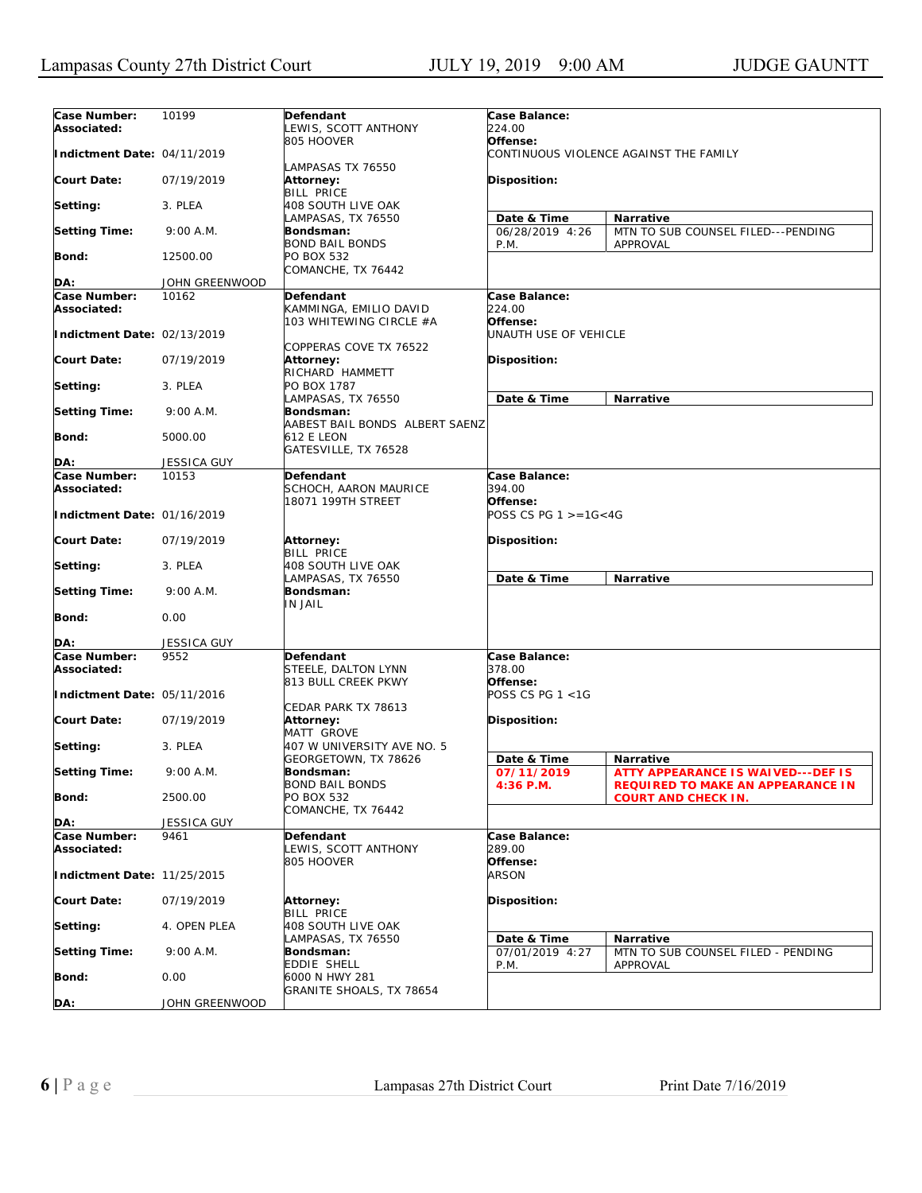Lampasas County 27th District Court | JULY 19, 2019 9:00 AM | JUDGE GAUNTT

| | | | |
|---|---|---|---|
| **Case Number:** 10199<br>**Associated:**<br>**Indictment Date:** 04/11/2019<br>**Court Date:** 07/19/2019<br>**Setting:** 3. PLEA<br>**Setting Time:** 9:00 A.M.<br>**Bond:** 12500.00<br>**DA:** JOHN GREENWOOD | **Defendant**<br>LEWIS, SCOTT ANTHONY<br>805 HOOVER<br>LAMPASAS TX 76550<br>**Attorney:**<br>BILL PRICE<br>408 SOUTH LIVE OAK<br>LAMPASAS, TX 76550<br>**Bondsman:**<br>BOND BAIL BONDS<br>PO BOX 532<br>COMANCHE, TX 76442 | **Case Balance:**<br>224.00<br>**Offense:**<br>CONTINUOUS VIOLENCE AGAINST THE FAMILY<br>**Disposition:** | **Date & Time:** 06/28/2019 4:26 P.M.<br>**Narrative:** MTN TO SUB COUNSEL FILED---PENDING APPROVAL |
| **Case Number:** 10162<br>**Associated:**<br>**Indictment Date:** 02/13/2019<br>**Court Date:** 07/19/2019<br>**Setting:** 3. PLEA<br>**Setting Time:** 9:00 A.M.<br>**Bond:** 5000.00<br>**DA:** JESSICA GUY | **Defendant**<br>KAMMINGA, EMILIO DAVID<br>103 WHITEWING CIRCLE #A<br>COPPERAS COVE TX 76522<br>**Attorney:**<br>RICHARD HAMMETT<br>PO BOX 1787<br>LAMPASAS, TX 76550<br>**Bondsman:**<br>AABEST BAIL BONDS ALBERT SAENZ<br>612 E LEON<br>GATESVILLE, TX 76528 | **Case Balance:**<br>224.00<br>**Offense:**<br>UNAUTH USE OF VEHICLE<br>**Disposition:** | **Date & Time:**<br>**Narrative:** |
| **Case Number:** 10153<br>**Associated:**<br>**Indictment Date:** 01/16/2019<br>**Court Date:** 07/19/2019<br>**Setting:** 3. PLEA<br>**Setting Time:** 9:00 A.M.<br>**Bond:** 0.00<br>**DA:** JESSICA GUY | **Defendant**<br>SCHOCH, AARON MAURICE<br>18071 199TH STREET<br>**Attorney:**<br>BILL PRICE<br>408 SOUTH LIVE OAK<br>LAMPASAS, TX 76550<br>**Bondsman:**<br>IN JAIL | **Case Balance:**<br>394.00<br>**Offense:**<br>POSS CS PG 1 >=1G<4G<br>**Disposition:** | **Date & Time:**<br>**Narrative:** |
| **Case Number:** 9552<br>**Associated:**<br>**Indictment Date:** 05/11/2016<br>**Court Date:** 07/19/2019<br>**Setting:** 3. PLEA<br>**Setting Time:** 9:00 A.M.<br>**Bond:** 2500.00<br>**DA:** JESSICA GUY | **Defendant**<br>STEELE, DALTON LYNN<br>813 BULL CREEK PKWY<br>CEDAR PARK TX 78613<br>**Attorney:**<br>MATT GROVE<br>407 W UNIVERSITY AVE NO. 5<br>GEORGETOWN, TX 78626<br>**Bondsman:**<br>BOND BAIL BONDS<br>PO BOX 532<br>COMANCHE, TX 76442 | **Case Balance:**<br>378.00<br>**Offense:**<br>POSS CS PG 1 <1G<br>**Disposition:** | **Date & Time:** **07/11/2019 4:36 P.M.**<br>**Narrative:** **ATTY APPEARANCE IS WAIVED---DEF IS REQUIRED TO MAKE AN APPEARANCE IN COURT AND CHECK IN.** |
| **Case Number:** 9461<br>**Associated:**<br>**Indictment Date:** 11/25/2015<br>**Court Date:** 07/19/2019<br>**Setting:** 4. OPEN PLEA<br>**Setting Time:** 9:00 A.M.<br>**Bond:** 0.00<br>**DA:** JOHN GREENWOOD | **Defendant**<br>LEWIS, SCOTT ANTHONY<br>805 HOOVER<br>**Attorney:**<br>BILL PRICE<br>408 SOUTH LIVE OAK<br>LAMPASAS, TX 76550<br>**Bondsman:**<br>EDDIE SHELL<br>6000 N HWY 281<br>GRANITE SHOALS, TX 78654 | **Case Balance:**<br>289.00<br>**Offense:**<br>ARSON<br>**Disposition:** | **Date & Time:** 07/01/2019 4:27 P.M.<br>**Narrative:** MTN TO SUB COUNSEL FILED - PENDING APPROVAL |

Print Date 7/16/2019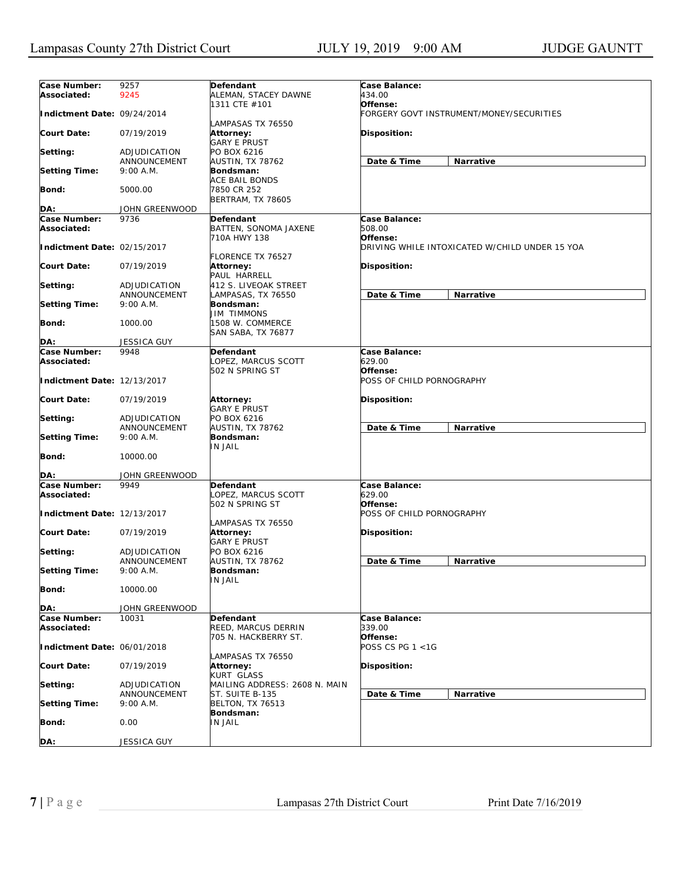| Case Number: | 9257 | Defendant | Case Balance: |
|---|---|---|---|
| Associated: | 9245 | ALEMAN, STACEY DAWNE<br>1311 CTE #101<br><br>LAMPASAS TX 76550 | 434.00 |
| Indictment Date: | 09/24/2014 | | Offense: FORGERY GOVT INSTRUMENT/MONEY/SECURITIES |
| Court Date: | 07/19/2019 | Attorney: GARY E PRUST<br>PO BOX 6216<br>AUSTIN, TX 78762 | Disposition: |
| Setting: | ADJUDICATION ANNOUNCEMENT | | Date & Time / Narrative |
| Setting Time: | 9:00 A.M. | Bondsman: ACE BAIL BONDS<br>7850 CR 252<br>BERTRAM, TX 78605 | |
| Bond: | 5000.00 | | |
| DA: | JOHN GREENWOOD | | |

| Case Number: | 9736 | Defendant | Case Balance: |
|---|---|---|---|
| Associated: | | BATTEN, SONOMA JAXENE<br>710A HWY 138<br><br>FLORENCE TX 76527 | 508.00 |
| Indictment Date: | 02/15/2017 | | Offense: DRIVING WHILE INTOXICATED W/CHILD UNDER 15 YOA |
| Court Date: | 07/19/2019 | Attorney: PAUL HARRELL<br>412 S. LIVEOAK STREET<br>LAMPASAS, TX 76550 | Disposition: |
| Setting: | ADJUDICATION ANNOUNCEMENT | | Date & Time / Narrative |
| Setting Time: | 9:00 A.M. | Bondsman: JIM TIMMONS<br>1508 W. COMMERCE<br>SAN SABA, TX 76877 | |
| Bond: | 1000.00 | | |
| DA: | JESSICA GUY | | |

| Case Number: | 9948 | Defendant | Case Balance: |
|---|---|---|---|
| Associated: | | LOPEZ, MARCUS SCOTT<br>502 N SPRING ST | 629.00 |
| Indictment Date: | 12/13/2017 | | Offense: POSS OF CHILD PORNOGRAPHY |
| Court Date: | 07/19/2019 | Attorney: GARY E PRUST<br>PO BOX 6216<br>AUSTIN, TX 78762 | Disposition: |
| Setting: | ADJUDICATION ANNOUNCEMENT | | Date & Time / Narrative |
| Setting Time: | 9:00 A.M. | Bondsman: IN JAIL | |
| Bond: | 10000.00 | | |
| DA: | JOHN GREENWOOD | | |

| Case Number: | 9949 | Defendant | Case Balance: |
|---|---|---|---|
| Associated: | | LOPEZ, MARCUS SCOTT<br>502 N SPRING ST<br><br>LAMPASAS TX 76550 | 629.00 |
| Indictment Date: | 12/13/2017 | | Offense: POSS OF CHILD PORNOGRAPHY |
| Court Date: | 07/19/2019 | Attorney: GARY E PRUST<br>PO BOX 6216<br>AUSTIN, TX 78762 | Disposition: |
| Setting: | ADJUDICATION ANNOUNCEMENT | | Date & Time / Narrative |
| Setting Time: | 9:00 A.M. | Bondsman: IN JAIL | |
| Bond: | 10000.00 | | |
| DA: | JOHN GREENWOOD | | |

| Case Number: | 10031 | Defendant | Case Balance: |
|---|---|---|---|
| Associated: | | REED, MARCUS DERRIN<br>705 N. HACKBERRY ST.<br><br>LAMPASAS TX 76550 | 339.00 |
| Indictment Date: | 06/01/2018 | | Offense: POSS CS PG 1 <1G |
| Court Date: | 07/19/2019 | Attorney: KURT GLASS<br>MAILING ADDRESS: 2608 N. MAIN ST. SUITE B-135<br>BELTON, TX 76513 | Disposition: |
| Setting: | ADJUDICATION ANNOUNCEMENT | | Date & Time / Narrative |
| Setting Time: | 9:00 A.M. | Bondsman: IN JAIL | |
| Bond: | 0.00 | | |
| DA: | JESSICA GUY | | |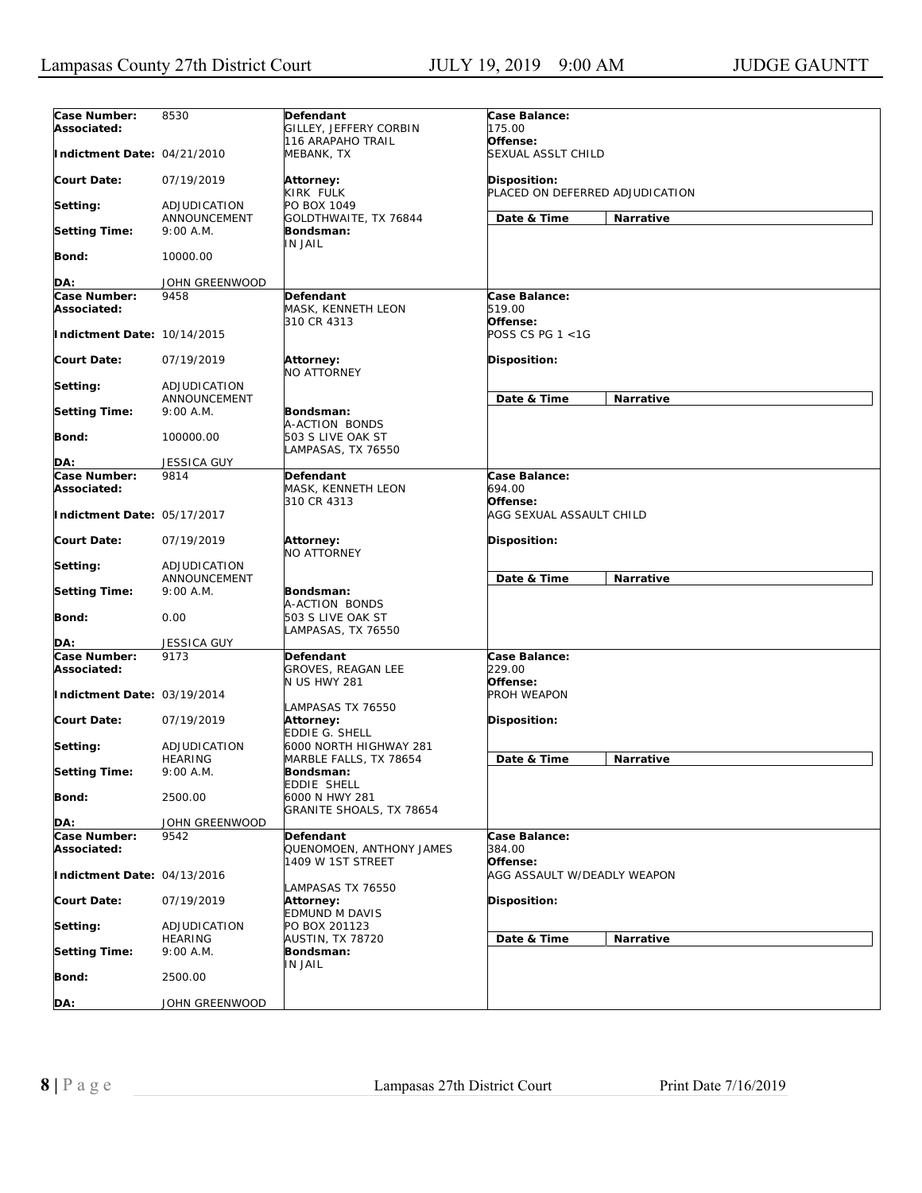| Case Number: | 8530 | Defendant | Case Balance: |
|---|---|---|---|
| Associated: | | GILLEY, JEFFERY CORBIN<br>116 ARAPAHO TRAIL<br>MEBANK, TX | 175.00 |
| Indictment Date: | 04/21/2010 | | Offense: SEXUAL ASSLT CHILD |
| Court Date: | 07/19/2019 | Attorney: KIRK FULK<br>PO BOX 1049<br>GOLDTHWAITE, TX 76844 | Disposition: PLACED ON DEFERRED ADJUDICATION |
| Setting: | ADJUDICATION ANNOUNCEMENT | | Date & Time / Narrative |
| Setting Time: | 9:00 A.M. | Bondsman: IN JAIL | |
| Bond: | 10000.00 | | |
| DA: | JOHN GREENWOOD | | |

| Case Number: | 9458 | Defendant | Case Balance: |
|---|---|---|---|
| Associated: | | MASK, KENNETH LEON<br>310 CR 4313 | 519.00 |
| Indictment Date: | 10/14/2015 | | Offense: POSS CS PG 1 <1G |
| Court Date: | 07/19/2019 | Attorney: NO ATTORNEY | Disposition: |
| Setting: | ADJUDICATION ANNOUNCEMENT | | Date & Time / Narrative |
| Setting Time: | 9:00 A.M. | Bondsman: A-ACTION BONDS<br>503 S LIVE OAK ST<br>LAMPASAS, TX 76550 | |
| Bond: | 100000.00 | | |
| DA: | JESSICA GUY | | |

| Case Number: | 9814 | Defendant | Case Balance: |
|---|---|---|---|
| Associated: | | MASK, KENNETH LEON<br>310 CR 4313 | 694.00 |
| Indictment Date: | 05/17/2017 | | Offense: AGG SEXUAL ASSAULT CHILD |
| Court Date: | 07/19/2019 | Attorney: NO ATTORNEY | Disposition: |
| Setting: | ADJUDICATION ANNOUNCEMENT | | Date & Time / Narrative |
| Setting Time: | 9:00 A.M. | Bondsman: A-ACTION BONDS<br>503 S LIVE OAK ST<br>LAMPASAS, TX 76550 | |
| Bond: | 0.00 | | |
| DA: | JESSICA GUY | | |

| Case Number: | 9173 | Defendant | Case Balance: |
|---|---|---|---|
| Associated: | | GROVES, REAGAN LEE<br>N US HWY 281<br>LAMPASAS TX 76550 | 229.00 |
| Indictment Date: | 03/19/2014 | | Offense: PROH WEAPON |
| Court Date: | 07/19/2019 | Attorney: EDDIE G. SHELL<br>6000 NORTH HIGHWAY 281<br>MARBLE FALLS, TX 78654 | Disposition: |
| Setting: | ADJUDICATION HEARING | | Date & Time / Narrative |
| Setting Time: | 9:00 A.M. | Bondsman: EDDIE SHELL<br>6000 N HWY 281<br>GRANITE SHOALS, TX 78654 | |
| Bond: | 2500.00 | | |
| DA: | JOHN GREENWOOD | | |

| Case Number: | 9542 | Defendant | Case Balance: |
|---|---|---|---|
| Associated: | | QUENOMOEN, ANTHONY JAMES<br>1409 W 1ST STREET<br>LAMPASAS TX 76550 | 384.00 |
| Indictment Date: | 04/13/2016 | | Offense: AGG ASSAULT W/DEADLY WEAPON |
| Court Date: | 07/19/2019 | Attorney: EDMUND M DAVIS<br>PO BOX 201123<br>AUSTIN, TX 78720 | Disposition: |
| Setting: | ADJUDICATION HEARING | | Date & Time / Narrative |
| Setting Time: | 9:00 A.M. | Bondsman: IN JAIL | |
| Bond: | 2500.00 | | |
| DA: | JOHN GREENWOOD | | |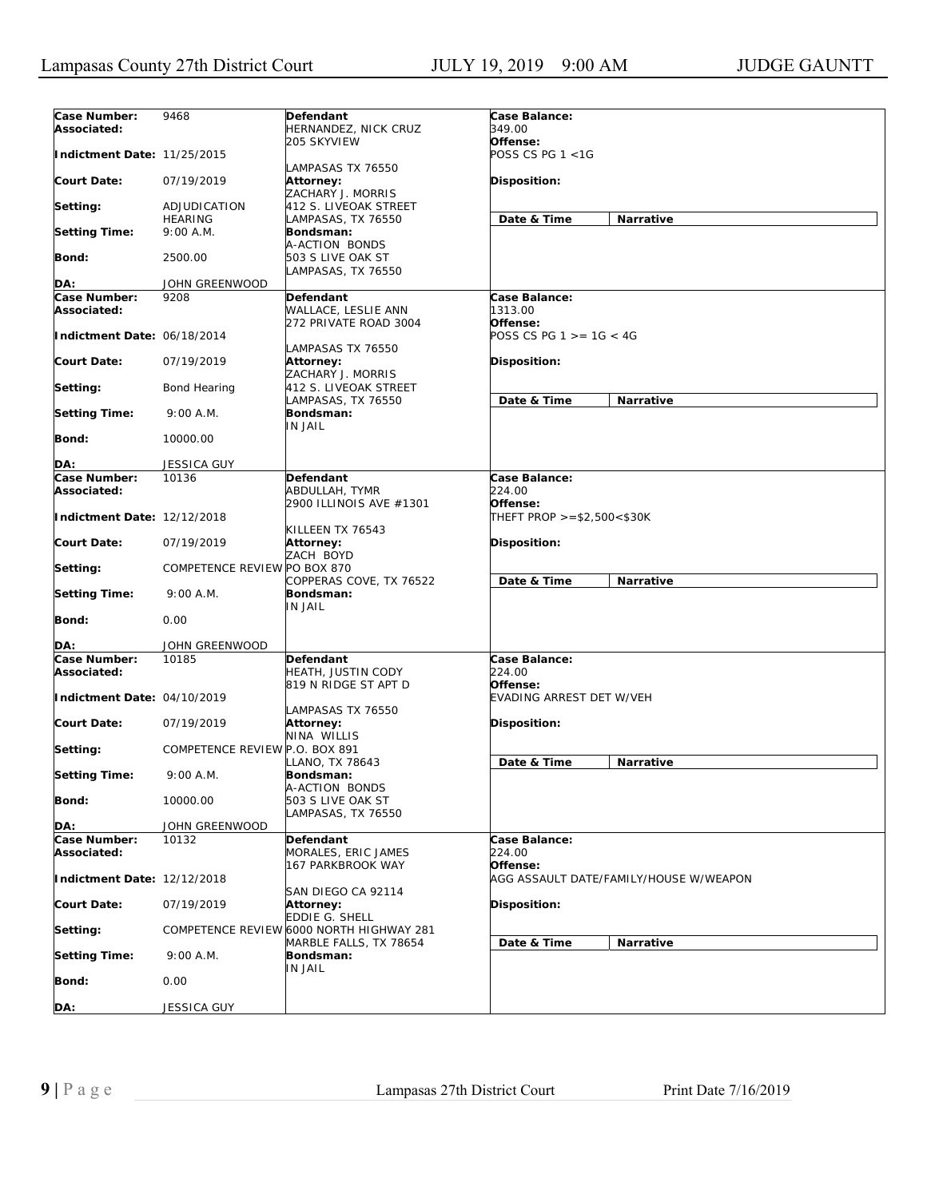| Case Number: | 9468 | Defendant | Case Balance: |
|---|---|---|---|
| Associated: | | HERNANDEZ, NICK CRUZ<br>205 SKYVIEW<br><br>LAMPASAS TX 76550 | 349.00 |
| Indictment Date: | 11/25/2015 | | Offense:<br>POSS CS PG 1 <1G |
| Court Date: | 07/19/2019 | Attorney:<br>ZACHARY J. MORRIS<br>412 S. LIVEOAK STREET<br>LAMPASAS, TX 76550 | Disposition: |
| Setting: | ADJUDICATION HEARING | | Date & Time / Narrative |
| Setting Time: | 9:00 A.M. | Bondsman:<br>A-ACTION BONDS<br>503 S LIVE OAK ST<br>LAMPASAS, TX 76550 | |
| Bond: | 2500.00 | | |
| DA: | JOHN GREENWOOD | | |

| Case Number: | 9208 | Defendant | Case Balance: |
|---|---|---|---|
| Associated: | | WALLACE, LESLIE ANN<br>272 PRIVATE ROAD 3004<br><br>LAMPASAS TX 76550 | 1313.00 |
| Indictment Date: | 06/18/2014 | | Offense:<br>POSS CS PG 1 >= 1G < 4G |
| Court Date: | 07/19/2019 | Attorney:<br>ZACHARY J. MORRIS<br>412 S. LIVEOAK STREET<br>LAMPASAS, TX 76550 | Disposition: |
| Setting: | Bond Hearing | | Date & Time / Narrative |
| Setting Time: | 9:00 A.M. | Bondsman:<br>IN JAIL | |
| Bond: | 10000.00 | | |
| DA: | JESSICA GUY | | |

| Case Number: | 10136 | Defendant | Case Balance: |
|---|---|---|---|
| Associated: | | ABDULLAH, TYMR<br>2900 ILLINOIS AVE #1301<br><br>KILLEEN TX 76543 | 224.00 |
| Indictment Date: | 12/12/2018 | | Offense:<br>THEFT PROP >=$2,500<$30K |
| Court Date: | 07/19/2019 | Attorney:<br>ZACH BOYD<br>PO BOX 870<br>COPPERAS COVE, TX 76522 | Disposition: |
| Setting: | COMPETENCE REVIEW | | Date & Time / Narrative |
| Setting Time: | 9:00 A.M. | Bondsman:<br>IN JAIL | |
| Bond: | 0.00 | | |
| DA: | JOHN GREENWOOD | | |

| Case Number: | 10185 | Defendant | Case Balance: |
|---|---|---|---|
| Associated: | | HEATH, JUSTIN CODY<br>819 N RIDGE ST APT D<br><br>LAMPASAS TX 76550 | 224.00 |
| Indictment Date: | 04/10/2019 | | Offense:<br>EVADING ARREST DET W/VEH |
| Court Date: | 07/19/2019 | Attorney:<br>NINA WILLIS<br>P.O. BOX 891<br>LLANO, TX 78643 | Disposition: |
| Setting: | COMPETENCE REVIEW | | Date & Time / Narrative |
| Setting Time: | 9:00 A.M. | Bondsman:<br>A-ACTION BONDS<br>503 S LIVE OAK ST<br>LAMPASAS, TX 76550 | |
| Bond: | 10000.00 | | |
| DA: | JOHN GREENWOOD | | |

| Case Number: | 10132 | Defendant | Case Balance: |
|---|---|---|---|
| Associated: | | MORALES, ERIC JAMES<br>167 PARKBROOK WAY<br><br>SAN DIEGO CA 92114 | 224.00 |
| Indictment Date: | 12/12/2018 | | Offense:<br>AGG ASSAULT DATE/FAMILY/HOUSE W/WEAPON |
| Court Date: | 07/19/2019 | Attorney:<br>EDDIE G. SHELL<br>6000 NORTH HIGHWAY 281<br>MARBLE FALLS, TX 78654 | Disposition: |
| Setting: | COMPETENCE REVIEW | | Date & Time / Narrative |
| Setting Time: | 9:00 A.M. | Bondsman:<br>IN JAIL | |
| Bond: | 0.00 | | |
| DA: | JESSICA GUY | | |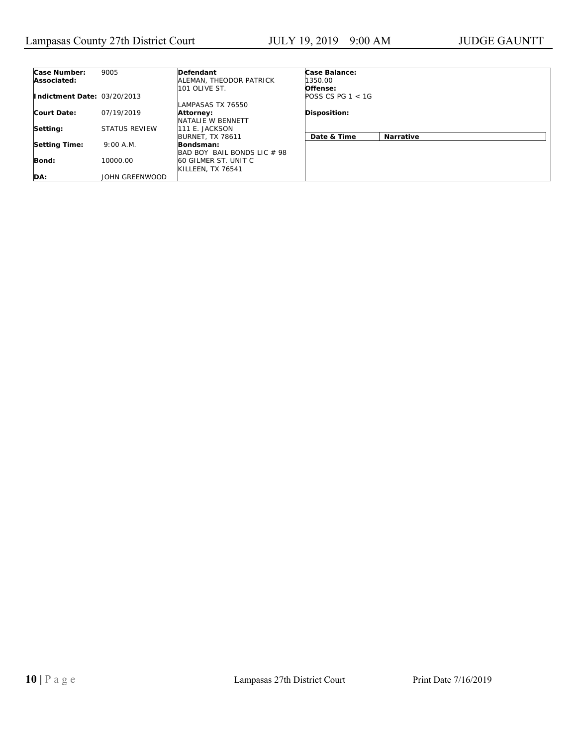Lampasas County 27th District Court JULY 19, 2019 9:00 AM JUDGE GAUNTT

| | | | |
|---|---|---|---|
| **Case Number:** 9005 | **Defendant** | **Case Balance:** | |
| **Associated:** | ALEMAN, THEODOR PATRICK | 1350.00 | |
| | 101 OLIVE ST. | **Offense:** | |
| **Indictment Date:** 03/20/2013 | | POSS CS PG 1 < 1G | |
| | LAMPASAS TX 76550 | | |
| **Court Date:** 07/19/2019 | **Attorney:** | **Disposition:** | |
| | NATALIE W BENNETT | | |
| **Setting:** STATUS REVIEW | 111 E. JACKSON | | |
| | BURNET, TX 78611 | **Date & Time** | **Narrative** |
| **Setting Time:** 9:00 A.M. | **Bondsman:** | | |
| | BAD BOY BAIL BONDS LIC # 98 | | |
| **Bond:** 10000.00 | 60 GILMER ST. UNIT C | | |
| | KILLEEN, TX 76541 | | |
| **DA:** JOHN GREENWOOD | | | |